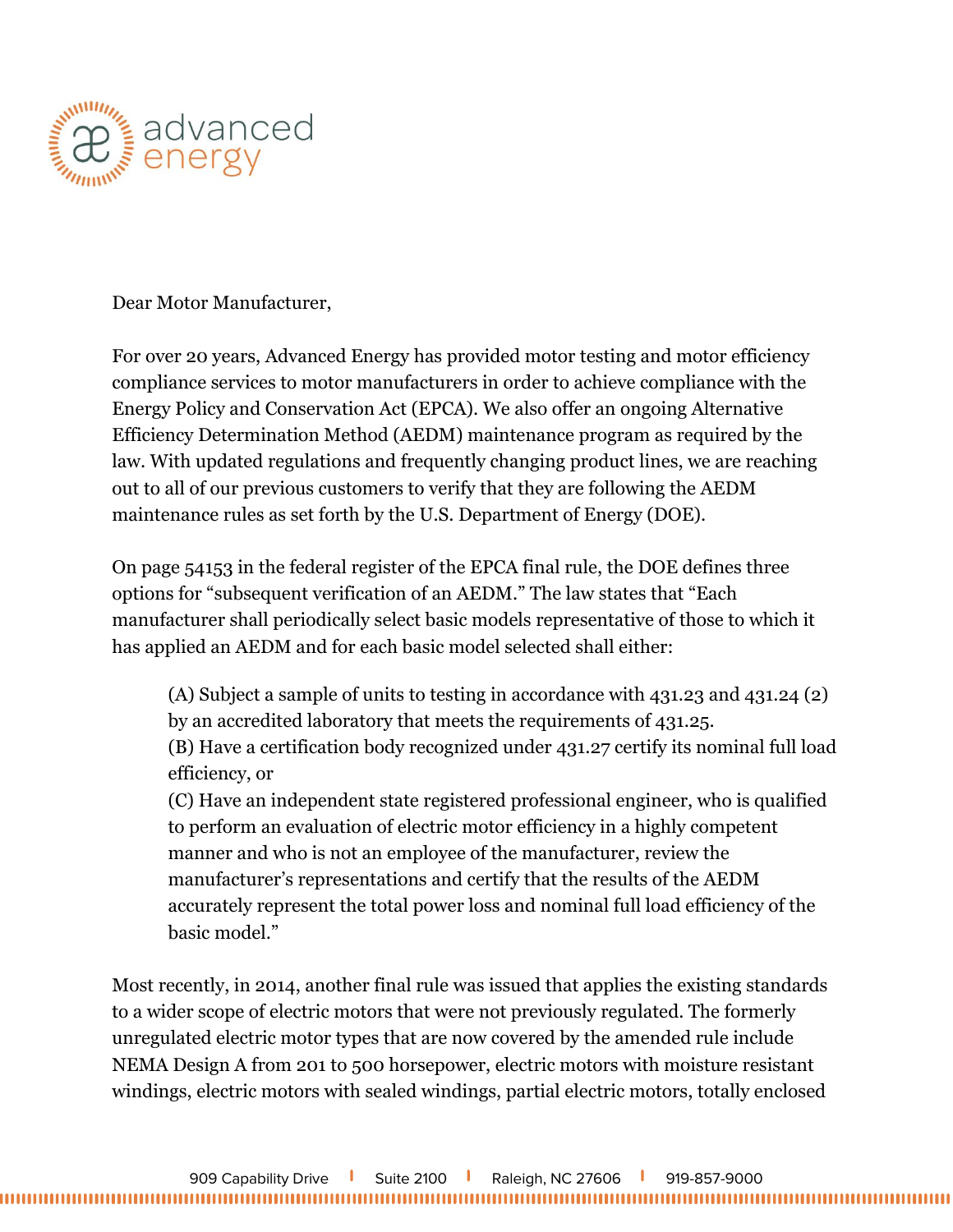Dear Motor Manufacturer,

For over 20 years, Advanced Energy has provided motor testing and motor efficiency compliance services to motor manufacturers in order to achieve compliance with the Energy Policy and Conservation Act (EPCA). We also offer an ongoing Alternative Efficiency Determination Method (AEDM) maintenance program as required by the law. With updated regulations and frequently changing product lines, we are reaching out to all of our previous customers to verify that they are following the AEDM maintenance rules as set forth by the U.S. Department of Energy (DOE).

On page 54153 in the federal register of the EPCA final rule, the DOE defines three options for "subsequent verification of an AEDM." The law states that "Each manufacturer shall periodically select basic models representative of those to which it has applied an AEDM and for each basic model selected shall either:

> (A) Subject a sample of units to testing in accordance with 431.23 and 431.24 (2) by an accredited laboratory that meets the requirements of 431.25.
> (B) Have a certification body recognized under 431.27 certify its nominal full load efficiency, or
> (C) Have an independent state registered professional engineer, who is qualified to perform an evaluation of electric motor efficiency in a highly competent manner and who is not an employee of the manufacturer, review the manufacturer's representations and certify that the results of the AEDM accurately represent the total power loss and nominal full load efficiency of the basic model."

Most recently, in 2014, another final rule was issued that applies the existing standards to a wider scope of electric motors that were not previously regulated. The formerly unregulated electric motor types that are now covered by the amended rule include NEMA Design A from 201 to 500 horsepower, electric motors with moisture resistant windings, electric motors with sealed windings, partial electric motors, totally enclosed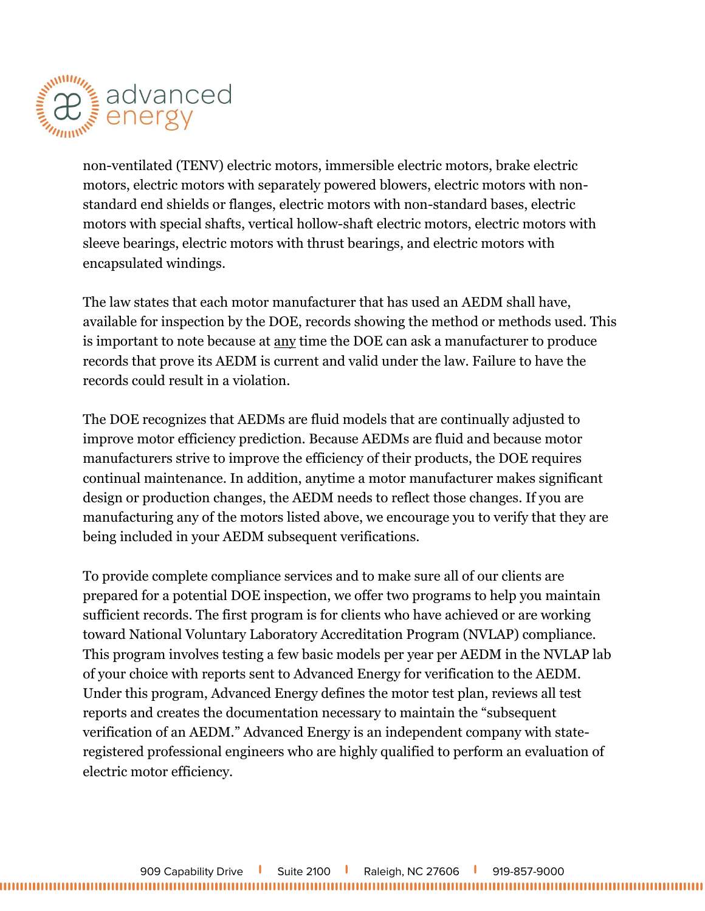non-ventilated (TENV) electric motors, immersible electric motors, brake electric motors, electric motors with separately powered blowers, electric motors with non-standard end shields or flanges, electric motors with non-standard bases, electric motors with special shafts, vertical hollow-shaft electric motors, electric motors with sleeve bearings, electric motors with thrust bearings, and electric motors with encapsulated windings.

The law states that each motor manufacturer that has used an AEDM shall have, available for inspection by the DOE, records showing the method or methods used. This is important to note because at <u>any</u> time the DOE can ask a manufacturer to produce records that prove its AEDM is current and valid under the law. Failure to have the records could result in a violation.

The DOE recognizes that AEDMs are fluid models that are continually adjusted to improve motor efficiency prediction. Because AEDMs are fluid and because motor manufacturers strive to improve the efficiency of their products, the DOE requires continual maintenance. In addition, anytime a motor manufacturer makes significant design or production changes, the AEDM needs to reflect those changes. If you are manufacturing any of the motors listed above, we encourage you to verify that they are being included in your AEDM subsequent verifications.

To provide complete compliance services and to make sure all of our clients are prepared for a potential DOE inspection, we offer two programs to help you maintain sufficient records. The first program is for clients who have achieved or are working toward National Voluntary Laboratory Accreditation Program (NVLAP) compliance. This program involves testing a few basic models per year per AEDM in the NVLAP lab of your choice with reports sent to Advanced Energy for verification to the AEDM. Under this program, Advanced Energy defines the motor test plan, reviews all test reports and creates the documentation necessary to maintain the "subsequent verification of an AEDM." Advanced Energy is an independent company with state-registered professional engineers who are highly qualified to perform an evaluation of electric motor efficiency.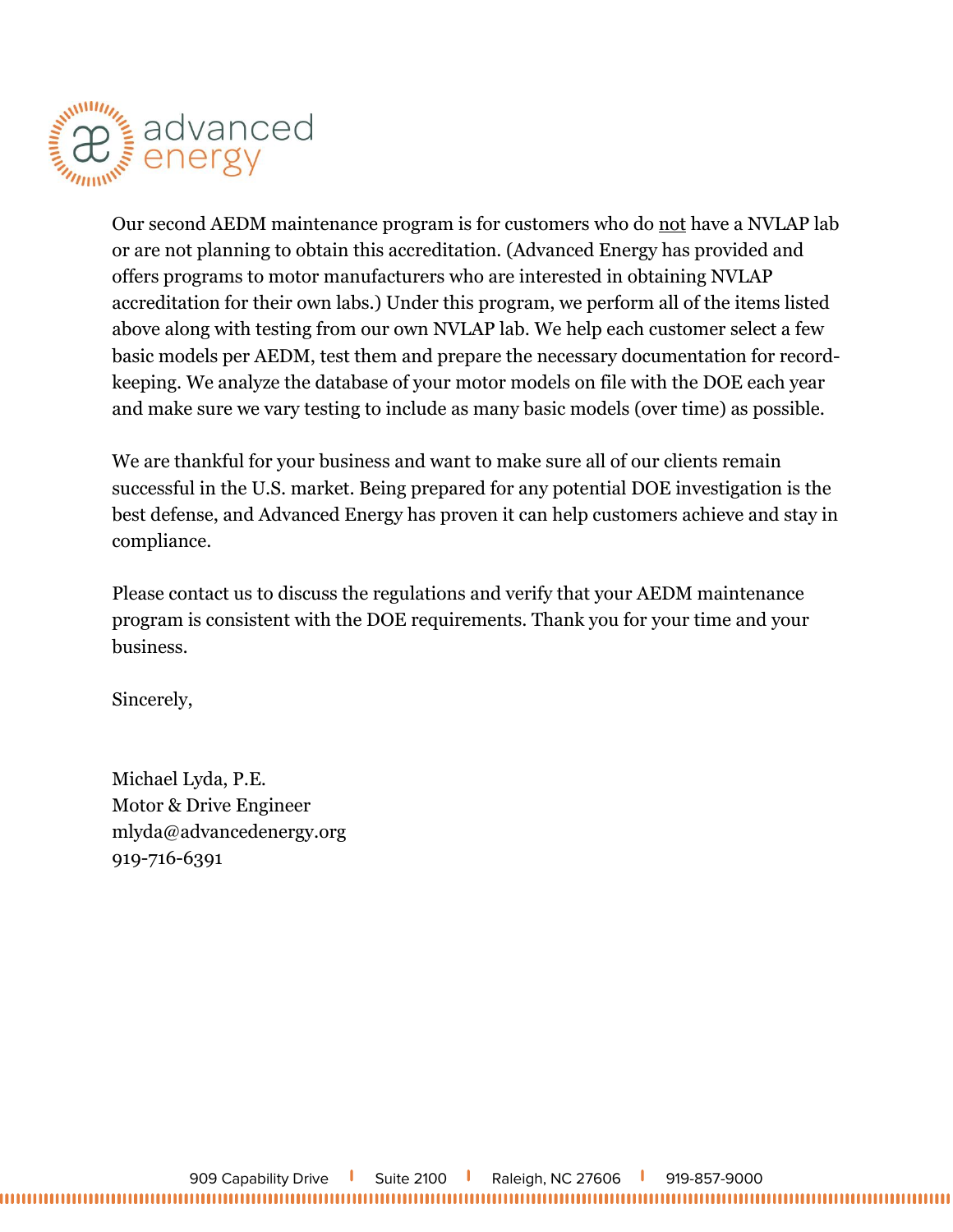advanced energy

Our second AEDM maintenance program is for customers who do <u>not</u> have a NVLAP lab or are not planning to obtain this accreditation. (Advanced Energy has provided and offers programs to motor manufacturers who are interested in obtaining NVLAP accreditation for their own labs.) Under this program, we perform all of the items listed above along with testing from our own NVLAP lab. We help each customer select a few basic models per AEDM, test them and prepare the necessary documentation for record-keeping. We analyze the database of your motor models on file with the DOE each year and make sure we vary testing to include as many basic models (over time) as possible.

We are thankful for your business and want to make sure all of our clients remain successful in the U.S. market. Being prepared for any potential DOE investigation is the best defense, and Advanced Energy has proven it can help customers achieve and stay in compliance.

Please contact us to discuss the regulations and verify that your AEDM maintenance program is consistent with the DOE requirements. Thank you for your time and your business.

Sincerely,

Michael Lyda, P.E.
Motor & Drive Engineer
mlyda@advancedenergy.org
919-716-6391

909 Capability Drive | Suite 2100 | Raleigh, NC 27606 | 919-857-9000